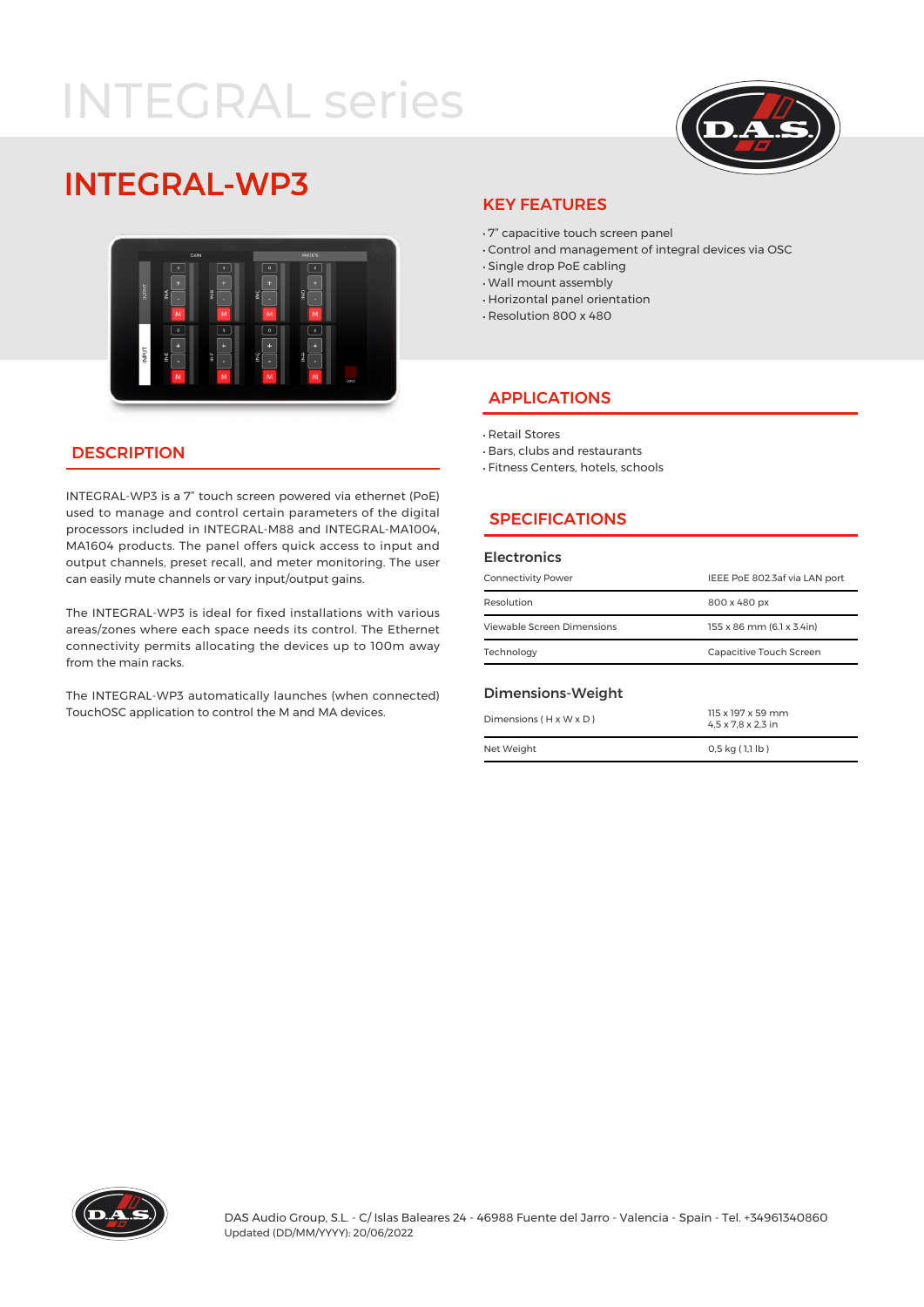# INTEGRAL series

## INTEGRAL-WP3

### DESCRIPTION

INTEGRAL-WP3 is a 7" touch screen powered via ethernet (PoE) used to manage and control certain parameters of the digital processors included in INTEGRAL-M88 and INTEGRAL-MA1004, MA1604 products. The panel offers quick access to input and output channels, preset recall, and meter monitoring. The user can easily mute channels or vary input/output gains.

The INTEGRAL-WP3 is ideal for fixed installations with various areas/zones where each space needs its control. The Ethernet connectivity permits allocating the devices up to 100m away from the main racks.

The INTEGRAL-WP3 automatically launches (when connected) TouchOSC application to control the M and MA devices.

### KEY FEATURES

- 7" capacitive touch screen panel
- Control and management of integral devices via OSC
- Single drop PoE cabling
- Wall mount assembly
- Horizontal panel orientation
- Resolution 800 x 480

### APPLICATIONS

- Retail Stores
- Bars, clubs and restaurants
- Fitness Centers, hotels, schools

### SPECIFICATIONS

#### Electronics

| | |
|---|---|
| Connectivity Power | IEEE PoE 802.3af via LAN port |
| Resolution | 800 x 480 px |
| Viewable Screen Dimensions | 155 x 86 mm (6.1 x 3.4in) |
| Technology | Capacitive Touch Screen |

#### Dimensions-Weight

| | |
|---|---|
| Dimensions ( H x W x D ) | 115 x 197 x 59 mm<br>4,5 x 7,8 x 2,3 in |
| Net Weight | 0,5 kg ( 1,1 lb ) |

DAS Audio Group, S.L. - C/ Islas Baleares 24 - 46988 Fuente del Jarro - Valencia - Spain - Tel. +34961340860
Updated (DD/MM/YYYY): 20/06/2022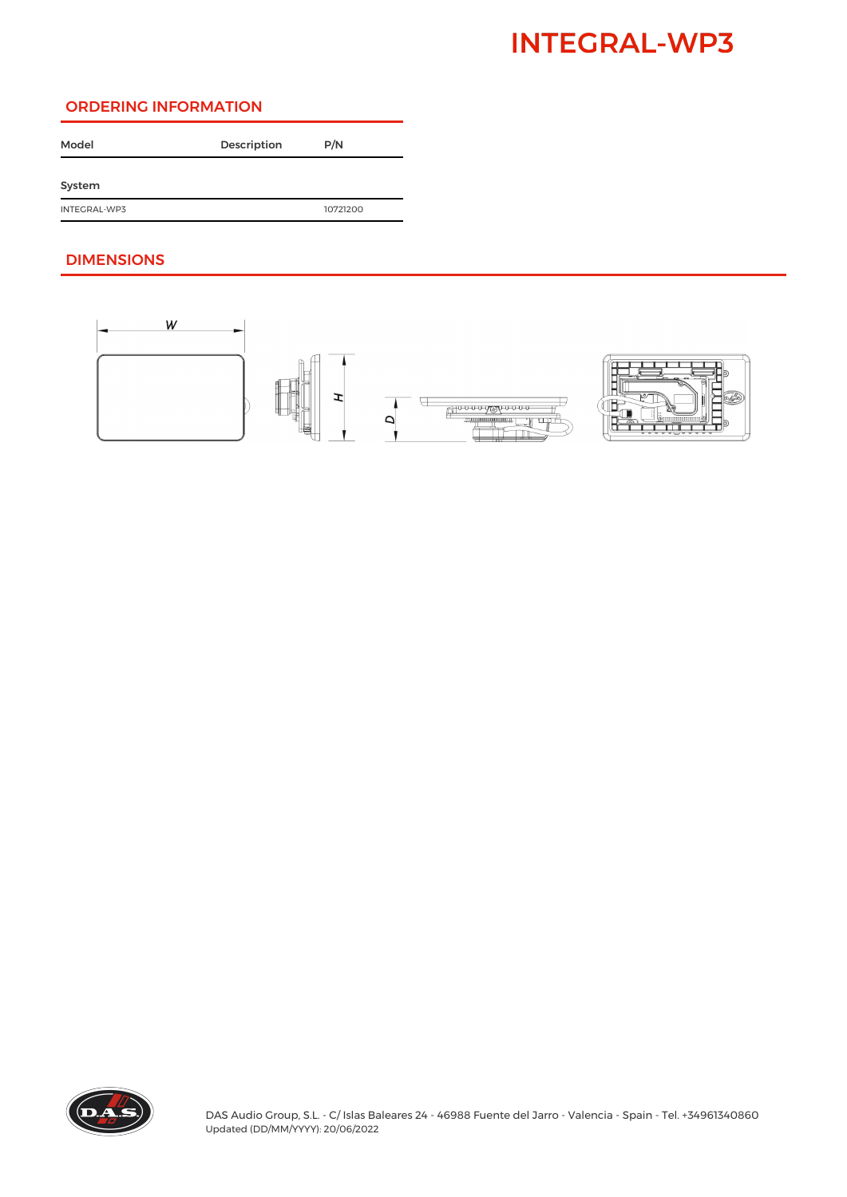# INTEGRAL-WP3

## ORDERING INFORMATION

| Model | Description | P/N |
|---|---|---|
| **System** | | |
| INTEGRAL-WP3 | | 10721200 |

## DIMENSIONS

W

H

D

DAS Audio Group, S.L. - C/ Islas Baleares 24 - 46988 Fuente del Jarro - Valencia - Spain - Tel. +34961340860
Updated (DD/MM/YYYY): 20/06/2022